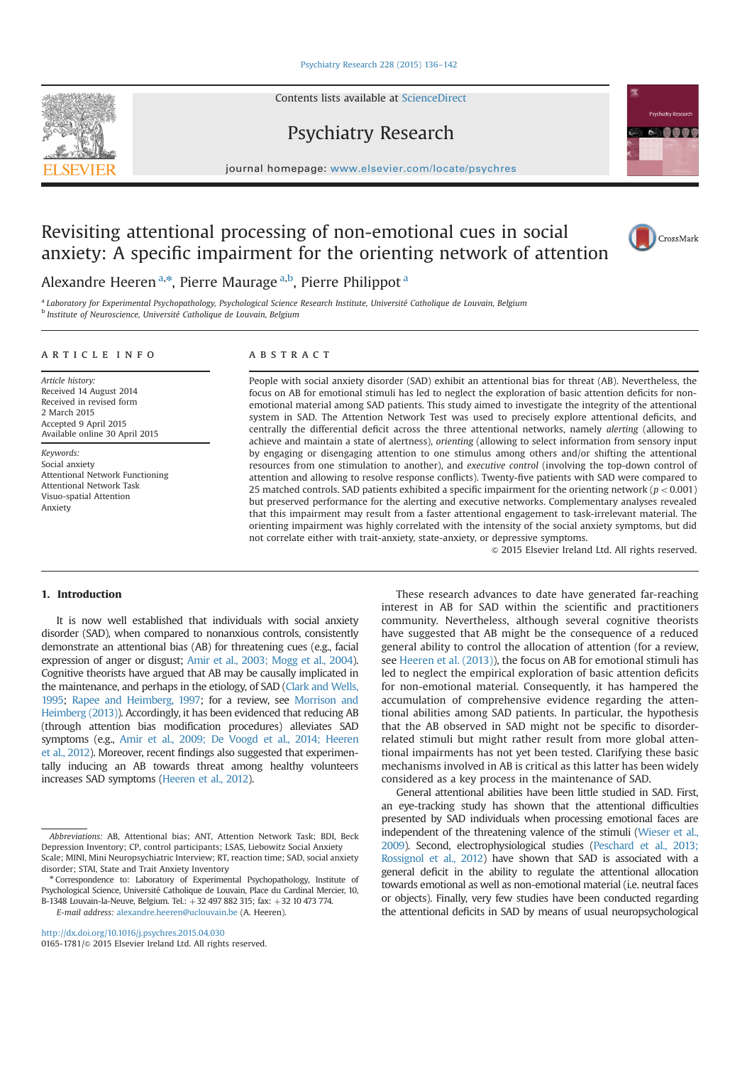Contents lists available at ScienceDirect

# Psychiatry Research

journal homepage: www.elsevier.com/locate/psychres

# Revisiting attentional processing of non-emotional cues in social anxiety: A specific impairment for the orienting network of attention

Alexandre Heeren[a,*], Pierre Maurage[a,b], Pierre Philippot[a]

[a] Laboratory for Experimental Psychopathology, Psychological Science Research Institute, Université Catholique de Louvain, Belgium
[b] Institute of Neuroscience, Université Catholique de Louvain, Belgium

## ARTICLE INFO

*Article history:*
Received 14 August 2014
Received in revised form
2 March 2015
Accepted 9 April 2015
Available online 30 April 2015

*Keywords:*
Social anxiety
Attentional Network Functioning
Attentional Network Task
Visuo-spatial Attention
Anxiety

## ABSTRACT

People with social anxiety disorder (SAD) exhibit an attentional bias for threat (AB). Nevertheless, the focus on AB for emotional stimuli has led to neglect the exploration of basic attention deficits for non-emotional material among SAD patients. This study aimed to investigate the integrity of the attentional system in SAD. The Attention Network Test was used to precisely explore attentional deficits, and centrally the differential deficit across the three attentional networks, namely *alerting* (allowing to achieve and maintain a state of alertness), *orienting* (allowing to select information from sensory input by engaging or disengaging attention to one stimulus among others and/or shifting the attentional resources from one stimulation to another), and *executive control* (involving the top-down control of attention and allowing to resolve response conflicts). Twenty-five patients with SAD were compared to 25 matched controls. SAD patients exhibited a specific impairment for the orienting network ($p < 0.001$) but preserved performance for the alerting and executive networks. Complementary analyses revealed that this impairment may result from a faster attentional engagement to task-irrelevant material. The orienting impairment was highly correlated with the intensity of the social anxiety symptoms, but did not correlate either with trait-anxiety, state-anxiety, or depressive symptoms.

© 2015 Elsevier Ireland Ltd. All rights reserved.

## 1. Introduction

It is now well established that individuals with social anxiety disorder (SAD), when compared to nonanxious controls, consistently demonstrate an attentional bias (AB) for threatening cues (e.g., facial expression of anger or disgust; Amir et al., 2003; Mogg et al., 2004). Cognitive theorists have argued that AB may be causally implicated in the maintenance, and perhaps in the etiology, of SAD (Clark and Wells, 1995; Rapee and Heimberg, 1997; for a review, see Morrison and Heimberg (2013)). Accordingly, it has been evidenced that reducing AB (through attention bias modification procedures) alleviates SAD symptoms (e.g., Amir et al., 2009; De Voogd et al., 2014; Heeren et al., 2012). Moreover, recent findings also suggested that experimentally inducing an AB towards threat among healthy volunteers increases SAD symptoms (Heeren et al., 2012).

These research advances to date have generated far-reaching interest in AB for SAD within the scientific and practitioners community. Nevertheless, although several cognitive theorists have suggested that AB might be the consequence of a reduced general ability to control the allocation of attention (for a review, see Heeren et al. (2013)), the focus on AB for emotional stimuli has led to neglect the empirical exploration of basic attention deficits for non-emotional material. Consequently, it has hampered the accumulation of comprehensive evidence regarding the attentional abilities among SAD patients. In particular, the hypothesis that the AB observed in SAD might not be specific to disorder-related stimuli but might rather result from more global attentional impairments has not yet been tested. Clarifying these basic mechanisms involved in AB is critical as this latter has been widely considered as a key process in the maintenance of SAD.

General attentional abilities have been little studied in SAD. First, an eye-tracking study has shown that the attentional difficulties presented by SAD individuals when processing emotional faces are independent of the threatening valence of the stimuli (Wieser et al., 2009). Second, electrophysiological studies (Peschard et al., 2013; Rossignol et al., 2012) have shown that SAD is associated with a general deficit in the ability to regulate the attentional allocation towards emotional as well as non-emotional material (i.e. neutral faces or objects). Finally, very few studies have been conducted regarding the attentional deficits in SAD by means of usual neuropsychological

*Abbreviations:* AB, Attentional bias; ANT, Attention Network Task; BDI, Beck Depression Inventory; CP, control participants; LSAS, Liebowitz Social Anxiety Scale; MINI, Mini Neuropsychiatric Interview; RT, reaction time; SAD, social anxiety disorder; STAI, State and Trait Anxiety Inventory

\* Correspondence to: Laboratory of Experimental Psychopathology, Institute of Psychological Science, Université Catholique de Louvain, Place du Cardinal Mercier, 10, B-1348 Louvain-la-Neuve, Belgium. Tel.: +32 497 882 315; fax: +32 10 473 774.
*E-mail address:* alexandre.heeren@uclouvain.be (A. Heeren).

http://dx.doi.org/10.1016/j.psychres.2015.04.030
0165-1781/© 2015 Elsevier Ireland Ltd. All rights reserved.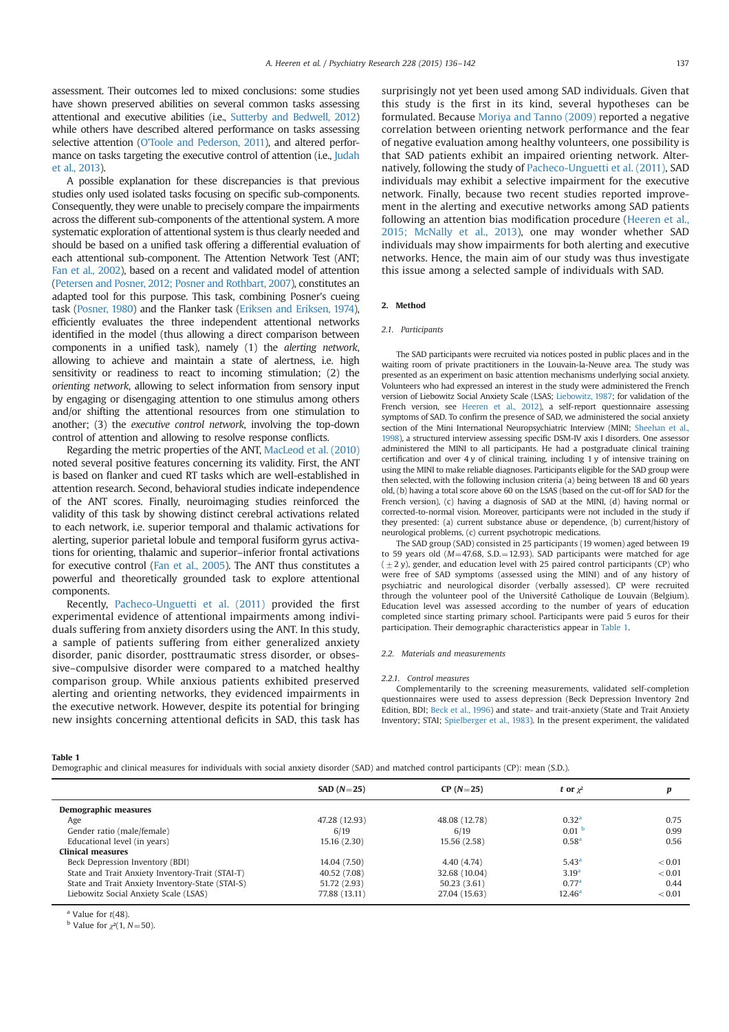assessment. Their outcomes led to mixed conclusions: some studies have shown preserved abilities on several common tasks assessing attentional and executive abilities (i.e., Sutterby and Bedwell, 2012) while others have described altered performance on tasks assessing selective attention (O'Toole and Pederson, 2011), and altered performance on tasks targeting the executive control of attention (i.e., Judah et al., 2013).

A possible explanation for these discrepancies is that previous studies only used isolated tasks focusing on specific sub-components. Consequently, they were unable to precisely compare the impairments across the different sub-components of the attentional system. A more systematic exploration of attentional system is thus clearly needed and should be based on a unified task offering a differential evaluation of each attentional sub-component. The Attention Network Test (ANT; Fan et al., 2002), based on a recent and validated model of attention (Petersen and Posner, 2012; Posner and Rothbart, 2007), constitutes an adapted tool for this purpose. This task, combining Posner's cueing task (Posner, 1980) and the Flanker task (Eriksen and Eriksen, 1974), efficiently evaluates the three independent attentional networks identified in the model (thus allowing a direct comparison between components in a unified task), namely (1) the *alerting network*, allowing to achieve and maintain a state of alertness, i.e. high sensitivity or readiness to react to incoming stimulation; (2) the *orienting network*, allowing to select information from sensory input by engaging or disengaging attention to one stimulus among others and/or shifting the attentional resources from one stimulation to another; (3) the *executive control network*, involving the top-down control of attention and allowing to resolve response conflicts.

Regarding the metric properties of the ANT, MacLeod et al. (2010) noted several positive features concerning its validity. First, the ANT is based on flanker and cued RT tasks which are well-established in attention research. Second, behavioral studies indicate independence of the ANT scores. Finally, neuroimaging studies reinforced the validity of this task by showing distinct cerebral activations related to each network, i.e. superior temporal and thalamic activations for alerting, superior parietal lobule and temporal fusiform gyrus activations for orienting, thalamic and superior–inferior frontal activations for executive control (Fan et al., 2005). The ANT thus constitutes a powerful and theoretically grounded task to explore attentional components.

Recently, Pacheco-Unguetti et al. (2011) provided the first experimental evidence of attentional impairments among individuals suffering from anxiety disorders using the ANT. In this study, a sample of patients suffering from either generalized anxiety disorder, panic disorder, posttraumatic stress disorder, or obsessive–compulsive disorder were compared to a matched healthy comparison group. While anxious patients exhibited preserved alerting and orienting networks, they evidenced impairments in the executive network. However, despite its potential for bringing new insights concerning attentional deficits in SAD, this task has surprisingly not yet been used among SAD individuals. Given that this study is the first in its kind, several hypotheses can be formulated. Because Moriya and Tanno (2009) reported a negative correlation between orienting network performance and the fear of negative evaluation among healthy volunteers, one possibility is that SAD patients exhibit an impaired orienting network. Alternatively, following the study of Pacheco-Unguetti et al. (2011), SAD individuals may exhibit a selective impairment for the executive network. Finally, because two recent studies reported improvement in the alerting and executive networks among SAD patients following an attention bias modification procedure (Heeren et al., 2015; McNally et al., 2013), one may wonder whether SAD individuals may show impairments for both alerting and executive networks. Hence, the main aim of our study was thus investigate this issue among a selected sample of individuals with SAD.

## 2. Method

### 2.1. Participants

The SAD participants were recruited via notices posted in public places and in the waiting room of private practitioners in the Louvain-la-Neuve area. The study was presented as an experiment on basic attention mechanisms underlying social anxiety. Volunteers who had expressed an interest in the study were administered the French version of Liebowitz Social Anxiety Scale (LSAS; Liebowitz, 1987; for validation of the French version, see Heeren et al., 2012), a self-report questionnaire assessing symptoms of SAD. To confirm the presence of SAD, we administered the social anxiety section of the Mini International Neuropsychiatric Interview (MINI; Sheehan et al., 1998), a structured interview assessing specific DSM-IV axis I disorders. One assessor administered the MINI to all participants. He had a postgraduate clinical training certification and over 4 y of clinical training, including 1 y of intensive training on using the MINI to make reliable diagnoses. Participants eligible for the SAD group were then selected, with the following inclusion criteria (a) being between 18 and 60 years old, (b) having a total score above 60 on the LSAS (based on the cut-off for SAD for the French version), (c) having a diagnosis of SAD at the MINI, (d) having normal or corrected-to-normal vision. Moreover, participants were not included in the study if they presented: (a) current substance abuse or dependence, (b) current/history of neurological problems, (c) current psychotropic medications.

The SAD group (SAD) consisted in 25 participants (19 women) aged between 19 to 59 years old ($M$=47.68, S.D.=12.93). SAD participants were matched for age ($\pm$2 y), gender, and education level with 25 paired control participants (CP) who were free of SAD symptoms (assessed using the MINI) and of any history of psychiatric and neurological disorder (verbally assessed). CP were recruited through the volunteer pool of the Université Catholique de Louvain (Belgium). Education level was assessed according to the number of years of education completed since starting primary school. Participants were paid 5 euros for their participation. Their demographic characteristics appear in Table 1.

### 2.2. Materials and measurements

#### 2.2.1. Control measures

Complementarily to the screening measurements, validated self-completion questionnaires were used to assess depression (Beck Depression Inventory 2nd Edition, BDI; Beck et al., 1996) and state- and trait-anxiety (State and Trait Anxiety Inventory; STAI; Spielberger et al., 1983). In the present experiment, the validated

**Table 1**
Demographic and clinical measures for individuals with social anxiety disorder (SAD) and matched control participants (CP): mean (S.D.).

| | SAD ($N$=25) | CP ($N$=25) | $t$ or $\chi^2$ | $p$ |
|---|---|---|---|---|
| **Demographic measures** | | | | |
| Age | 47.28 (12.93) | 48.08 (12.78) | 0.32[a] | 0.75 |
| Gender ratio (male/female) | 6/19 | 6/19 | 0.01 [b] | 0.99 |
| Educational level (in years) | 15.16 (2.30) | 15.56 (2.58) | 0.58[a] | 0.56 |
| **Clinical measures** | | | | |
| Beck Depression Inventory (BDI) | 14.04 (7.50) | 4.40 (4.74) | 5.43[a] | <0.01 |
| State and Trait Anxiety Inventory-Trait (STAI-T) | 40.52 (7.08) | 32.68 (10.04) | 3.19[a] | <0.01 |
| State and Trait Anxiety Inventory-State (STAI-S) | 51.72 (2.93) | 50.23 (3.61) | 0.77[a] | 0.44 |
| Liebowitz Social Anxiety Scale (LSAS) | 77.88 (13.11) | 27.04 (15.63) | 12.46[a] | <0.01 |

[a] Value for $t(48)$.
[b] Value for $\chi^2(1, N=50)$.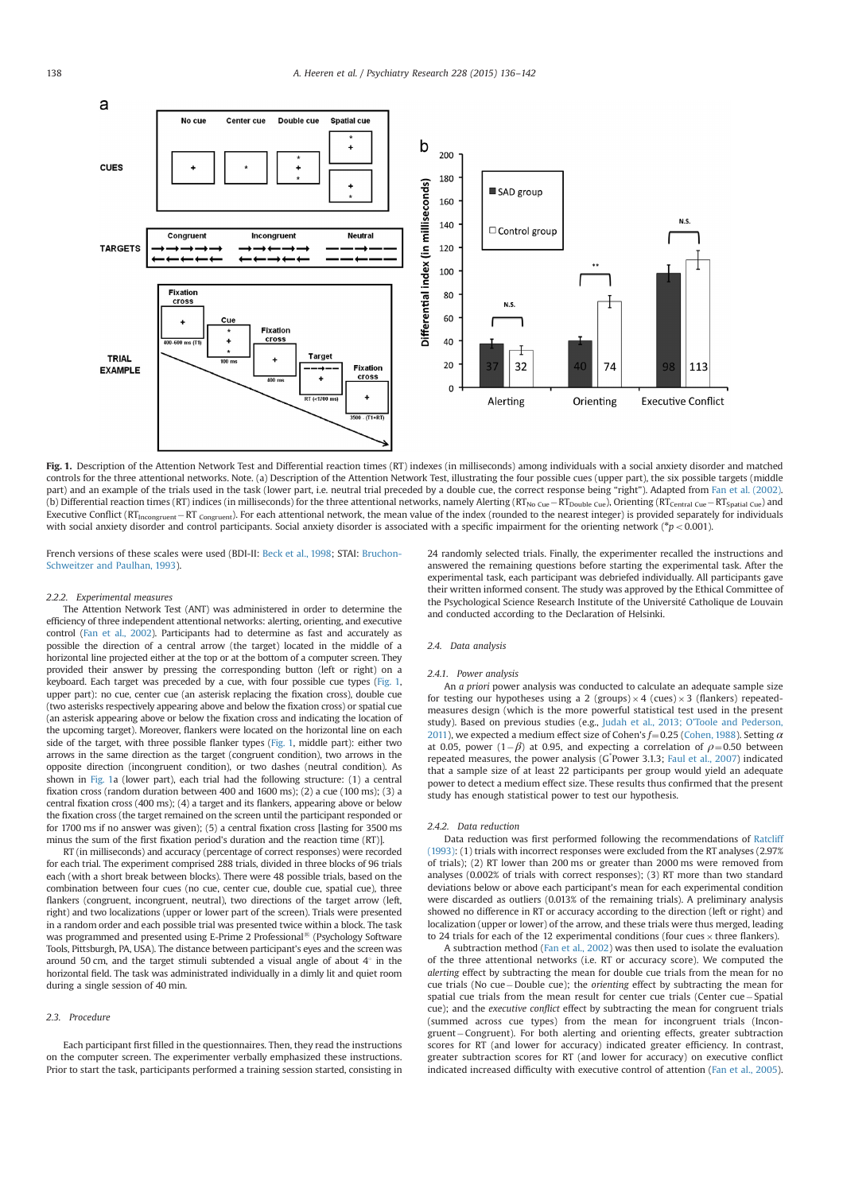**Fig. 1.** Description of the Attention Network Test and Differential reaction times (RT) indexes (in milliseconds) among individuals with a social anxiety disorder and matched controls for the three attentional networks. Note. (a) Description of the Attention Network Test, illustrating the four possible cues (upper part), the six possible targets (middle part) and an example of the trials used in the task (lower part, i.e. neutral trial preceded by a double cue, the correct response being "right"). Adapted from Fan et al. (2002). (b) Differential reaction times (RT) indices (in milliseconds) for the three attentional networks, namely Alerting ($RT_{No\ Cue} - RT_{Double\ Cue}$), Orienting ($RT_{Central\ Cue} - RT_{Spatial\ Cue}$) and Executive Conflict ($RT_{Incongruent} - RT_{Congruent}$). For each attentional network, the mean value of the index (rounded to the nearest integer) is provided separately for individuals with social anxiety disorder and control participants. Social anxiety disorder is associated with a specific impairment for the orienting network (*$p < 0.001$).

French versions of these scales were used (BDI-II: Beck et al., 1998; STAI: Bruchon-Schweitzer and Paulhan, 1993).

#### 2.2.2. Experimental measures

The Attention Network Test (ANT) was administered in order to determine the efficiency of three independent attentional networks: alerting, orienting, and executive control (Fan et al., 2002). Participants had to determine as fast and accurately as possible the direction of a central arrow (the target) located in the middle of a horizontal line projected either at the top or at the bottom of a computer screen. They provided their answer by pressing the corresponding button (left or right) on a keyboard. Each target was preceded by a cue, with four possible cue types (Fig. 1, upper part): no cue, center cue (an asterisk replacing the fixation cross), double cue (two asterisks respectively appearing above and below the fixation cross) or spatial cue (an asterisk appearing above or below the fixation cross and indicating the location of the upcoming target). Moreover, flankers were located on the horizontal line on each side of the target, with three possible flanker types (Fig. 1, middle part): either two arrows in the same direction as the target (congruent condition), two arrows in the opposite direction (incongruent condition), or two dashes (neutral condition). As shown in Fig. 1a (lower part), each trial had the following structure: (1) a central fixation cross (random duration between 400 and 1600 ms); (2) a cue (100 ms); (3) a central fixation cross (400 ms); (4) a target and its flankers, appearing above or below the fixation cross (the target remained on the screen until the participant responded or for 1700 ms if no answer was given); (5) a central fixation cross [lasting for 3500 ms minus the sum of the first fixation period's duration and the reaction time (RT)].

RT (in milliseconds) and accuracy (percentage of correct responses) were recorded for each trial. The experiment comprised 288 trials, divided in three blocks of 96 trials each (with a short break between blocks). There were 48 possible trials, based on the combination between four cues (no cue, center cue, double cue, spatial cue), three flankers (congruent, incongruent, neutral), two directions of the target arrow (left, right) and two localizations (upper or lower part of the screen). Trials were presented in a random order and each possible trial was presented twice within a block. The task was programmed and presented using E-Prime 2 Professional® (Psychology Software Tools, Pittsburgh, PA, USA). The distance between participant's eyes and the screen was around 50 cm, and the target stimuli subtended a visual angle of about 4° in the horizontal field. The task was administered individually in a dimly lit and quiet room during a single session of 40 min.

### 2.3. Procedure

Each participant first filled in the questionnaires. Then, they read the instructions on the computer screen. The experimenter verbally emphasized these instructions. Prior to start the task, participants performed a training session started, consisting in 24 randomly selected trials. Finally, the experimenter recalled the instructions and answered the remaining questions before starting the experimental task. After the experimental task, each participant was debriefed individually. All participants gave their written informed consent. The study was approved by the Ethical Committee of the Psychological Science Research Institute of the Université Catholique de Louvain and conducted according to the Declaration of Helsinki.

### 2.4. Data analysis

#### 2.4.1. Power analysis

An *a priori* power analysis was conducted to calculate an adequate sample size for testing our hypotheses using a 2 (groups) × 4 (cues) × 3 (flankers) repeated-measures design (which is the more powerful statistical test used in the present study). Based on previous studies (e.g., Judah et al., 2013; O'Toole and Pederson, 2011), we expected a medium effect size of Cohen's $f = 0.25$ (Cohen, 1988). Setting $\alpha$ at 0.05, power $(1-\beta)$ at 0.95, and expecting a correlation of $\rho = 0.50$ between repeated measures, the power analysis (G*Power 3.1.3; Faul et al., 2007) indicated that a sample size of at least 22 participants per group would yield an adequate power to detect a medium effect size. These results thus confirmed that the present study has enough statistical power to test our hypothesis.

#### 2.4.2. Data reduction

Data reduction was first performed following the recommendations of Ratcliff (1993): (1) trials with incorrect responses were excluded from the RT analyses (2.97% of trials); (2) RT lower than 200 ms or greater than 2000 ms were removed from analyses (0.002% of trials with correct responses); (3) RT more than two standard deviations below or above each participant's mean for each experimental condition were discarded as outliers (0.013% of the remaining trials). A preliminary analysis showed no difference in RT or accuracy according to the direction (left or right) and localization (upper or lower) of the arrow, and these trials were thus merged, leading to 24 trials for each of the 12 experimental conditions (four cues × three flankers).

A subtraction method (Fan et al., 2002) was then used to isolate the evaluation of the three attentional networks (i.e. RT or accuracy score). We computed the *alerting* effect by subtracting the mean for double cue trials from the mean for no cue trials (No cue – Double cue); the *orienting* effect by subtracting the mean for spatial cue trials from the mean result for center cue trials (Center cue – Spatial cue); and the *executive conflict* effect by subtracting the mean for congruent trials (summed across cue types) from the mean for incongruent trials (Incongruent – Congruent). For both alerting and orienting effects, greater subtraction scores for RT (and lower for accuracy) indicated greater efficiency. In contrast, greater subtraction scores for RT (and lower for accuracy) on executive conflict indicated increased difficulty with executive control of attention (Fan et al., 2005).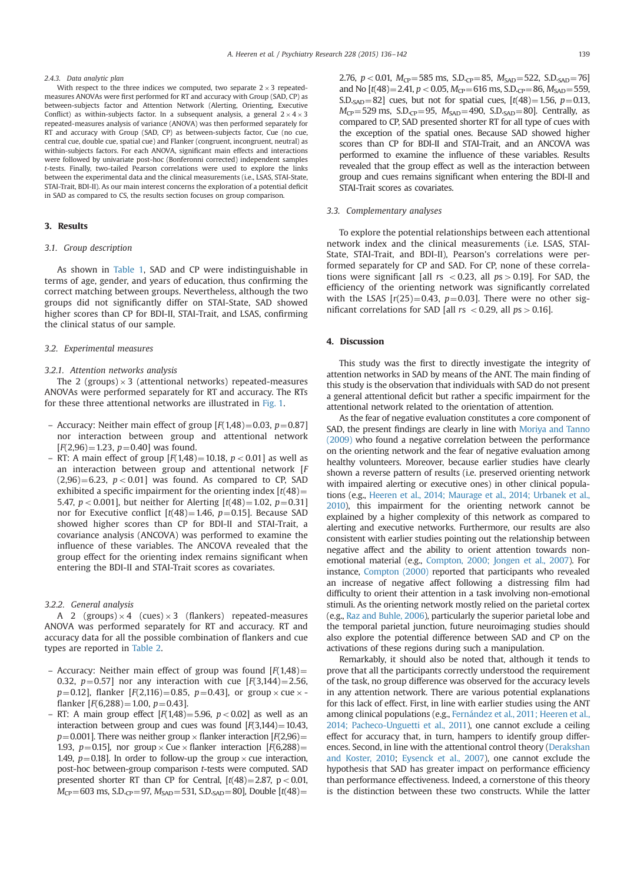#### 2.4.3. Data analytic plan

With respect to the three indices we computed, two separate 2 × 3 repeated-measures ANOVAs were first performed for RT and accuracy with Group (SAD, CP) as between-subjects factor and Attention Network (Alerting, Orienting, Executive Conflict) as within-subjects factor. In a subsequent analysis, a general 2 × 4 × 3 repeated-measures analysis of variance (ANOVA) was then performed separately for RT and accuracy with Group (SAD, CP) as between-subjects factor, Cue (no cue, central cue, double cue, spatial cue) and Flanker (congruent, incongruent, neutral) as within-subjects factors. For each ANOVA, significant main effects and interactions were followed by univariate post-hoc (Bonferroni corrected) independent samples *t*-tests. Finally, two-tailed Pearson correlations were used to explore the links between the experimental data and the clinical measurements (i.e., LSAS, STAI-State, STAI-Trait, BDI-II). As our main interest concerns the exploration of a potential deficit in SAD as compared to CS, the results section focuses on group comparison.

## 3. Results

### 3.1. Group description

As shown in Table 1, SAD and CP were indistinguishable in terms of age, gender, and years of education, thus confirming the correct matching between groups. Nevertheless, although the two groups did not significantly differ on STAI-State, SAD showed higher scores than CP for BDI-II, STAI-Trait, and LSAS, confirming the clinical status of our sample.

### 3.2. Experimental measures

#### 3.2.1. Attention networks analysis

The 2 (groups) × 3 (attentional networks) repeated-measures ANOVAs were performed separately for RT and accuracy. The RTs for these three attentional networks are illustrated in Fig. 1.

- Accuracy: Neither main effect of group [$F(1,48)=0.03$, $p=0.87$] nor interaction between group and attentional network [$F(2,96)=1.23$, $p=0.40$] was found.
- RT: A main effect of group [$F(1,48)=10.18$, $p<0.01$] as well as an interaction between group and attentional network [$F(2,96)=6.23$, $p<0.01$] was found. As compared to CP, SAD exhibited a specific impairment for the orienting index [$t(48)=5.47$, $p<0.001$], but neither for Alerting [$t(48)=1.02$, $p=0.31$] nor for Executive conflict [$t(48)=1.46$, $p=0.15$]. Because SAD showed higher scores than CP for BDI-II and STAI-Trait, a covariance analysis (ANCOVA) was performed to examine the influence of these variables. The ANCOVA revealed that the group effect for the orienting index remains significant when entering the BDI-II and STAI-Trait scores as covariates.

#### 3.2.2. General analysis

A 2 (groups) × 4 (cues) × 3 (flankers) repeated-measures ANOVA was performed separately for RT and accuracy. RT and accuracy data for all the possible combination of flankers and cue types are reported in Table 2.

- Accuracy: Neither main effect of group was found [$F(1,48)=0.32$, $p=0.57$] nor any interaction with cue [$F(3,144)=2.56$, $p=0.12$], flanker [$F(2,116)=0.85$, $p=0.43$], or group × cue × flanker [$F(6,288)=1.00$, $p=0.43$].
- RT: A main group effect [$F(1,48)=5.96$, $p<0.02$] as well as an interaction between group and cues was found [$F(3,144)=10.43$, $p=0.001$]. There was neither group × flanker interaction [$F(2,96)=1.93$, $p=0.15$], nor group × Cue × flanker interaction [$F(6,288)=1.49$, $p=0.18$]. In order to follow-up the group × cue interaction, post-hoc between-group comparison *t*-tests were computed. SAD presented shorter RT than CP for Central, [$t(48)=2.87$, $p<0.01$, $M_{CP}=603$ ms, $S.D._{CP}=97$, $M_{SAD}=531$, $S.D._{SAD}=80$], Double [$t(48)=2.76$, $p<0.01$, $M_{CP}=585$ ms, $S.D._{CP}=85$, $M_{SAD}=522$, $S.D._{SAD}=76$] and No [$t(48)=2.41$, $p<0.05$, $M_{CP}=616$ ms, $S.D._{CP}=86$, $M_{SAD}=559$, $S.D._{SAD}=82$] cues, but not for spatial cues, [$t(48)=1.56$, $p=0.13$, $M_{CP}=529$ ms, $S.D._{CP}=95$, $M_{SAD}=490$, $S.D._{SAD}=80$]. Centrally, as compared to CP, SAD presented shorter RT for all type of cues with the exception of the spatial ones. Because SAD showed higher scores than CP for BDI-II and STAI-Trait, and an ANCOVA was performed to examine the influence of these variables. Results revealed that the group effect as well as the interaction between group and cues remains significant when entering the BDI-II and STAI-Trait scores as covariates.

### 3.3. Complementary analyses

To explore the potential relationships between each attentional network index and the clinical measurements (i.e. LSAS, STAI-State, STAI-Trait, and BDI-II), Pearson's correlations were performed separately for CP and SAD. For CP, none of these correlations were significant [all $rs<0.23$, all $ps>0.19$]. For SAD, the efficiency of the orienting network was significantly correlated with the LSAS [$r(25)=0.43$, $p=0.03$]. There were no other significant correlations for SAD [all $rs<0.29$, all $ps>0.16$].

## 4. Discussion

This study was the first to directly investigate the integrity of attention networks in SAD by means of the ANT. The main finding of this study is the observation that individuals with SAD do not present a general attentional deficit but rather a specific impairment for the attentional network related to the orientation of attention.

As the fear of negative evaluation constitutes a core component of SAD, the present findings are clearly in line with Moriya and Tanno (2009) who found a negative correlation between the performance on the orienting network and the fear of negative evaluation among healthy volunteers. Moreover, because earlier studies have clearly shown a reverse pattern of results (i.e. preserved orienting network with impaired alerting or executive ones) in other clinical populations (e.g., Heeren et al., 2014; Maurage et al., 2014; Urbanek et al., 2010), this impairment for the orienting network cannot be explained by a higher complexity of this network as compared to alerting and executive networks. Furthermore, our results are also consistent with earlier studies pointing out the relationship between negative affect and the ability to orient attention towards non-emotional material (e.g., Compton, 2000; Jongen et al., 2007). For instance, Compton (2000) reported that participants who revealed an increase of negative affect following a distressing film had difficulty to orient their attention in a task involving non-emotional stimuli. As the orienting network mostly relied on the parietal cortex (e.g., Raz and Buhle, 2006), particularly the superior parietal lobe and the temporal parietal junction, future neuroimaging studies should also explore the potential difference between SAD and CP on the activations of these regions during such a manipulation.

Remarkably, it should also be noted that, although it tends to prove that all the participants correctly understood the requirement of the task, no group difference was observed for the accuracy levels in any attention network. There are various potential explanations for this lack of effect. First, in line with earlier studies using the ANT among clinical populations (e.g., Fernández et al., 2011; Heeren et al., 2014; Pacheco-Unguetti et al., 2011), one cannot exclude a ceiling effect for accuracy that, in turn, hampers to identify group differences. Second, in line with the attentional control theory (Derakshan and Koster, 2010; Eysenck et al., 2007), one cannot exclude the hypothesis that SAD has greater impact on performance efficiency than performance effectiveness. Indeed, a cornerstone of this theory is the distinction between these two constructs. While the latter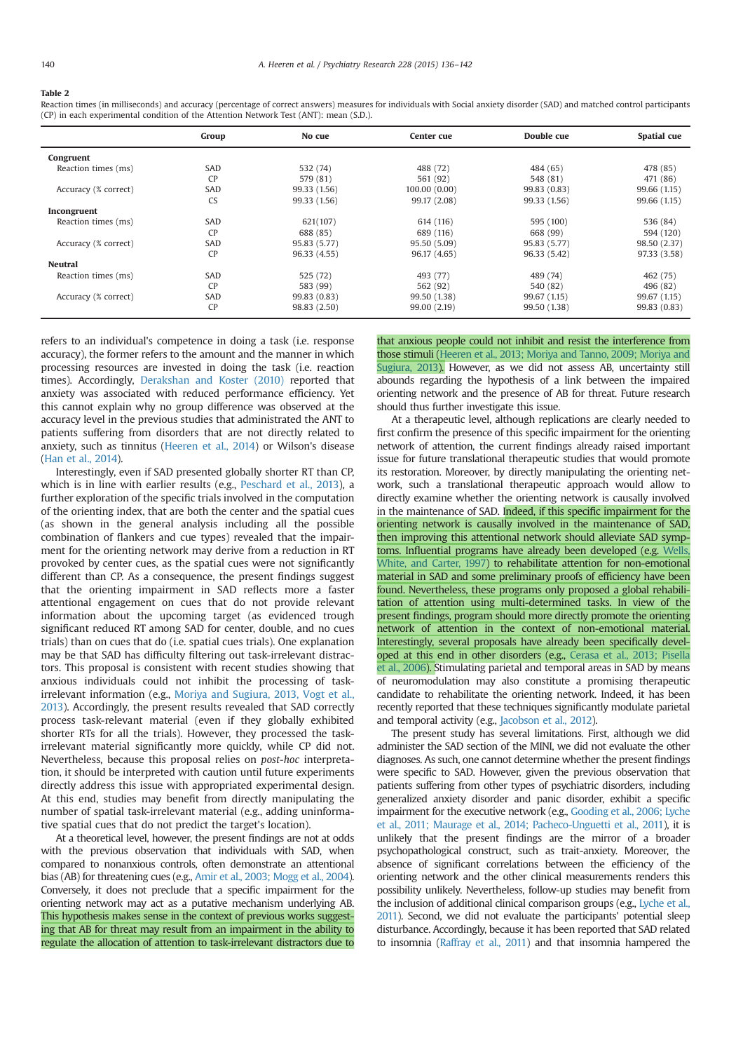**Table 2**
Reaction times (in milliseconds) and accuracy (percentage of correct answers) measures for individuals with Social anxiety disorder (SAD) and matched control participants (CP) in each experimental condition of the Attention Network Test (ANT): mean (S.D.).

| | Group | No cue | Center cue | Double cue | Spatial cue |
|---|---|---|---|---|---|
| **Congruent** | | | | | |
| Reaction times (ms) | SAD | 532 (74) | 488 (72) | 484 (65) | 478 (85) |
| | CP | 579 (81) | 561 (92) | 548 (81) | 471 (86) |
| Accuracy (% correct) | SAD | 99.33 (1.56) | 100.00 (0.00) | 99.83 (0.83) | 99.66 (1.15) |
| | CS | 99.33 (1.56) | 99.17 (2.08) | 99.33 (1.56) | 99.66 (1.15) |
| **Incongruent** | | | | | |
| Reaction times (ms) | SAD | 621(107) | 614 (116) | 595 (100) | 536 (84) |
| | CP | 688 (85) | 689 (116) | 668 (99) | 594 (120) |
| Accuracy (% correct) | SAD | 95.83 (5.77) | 95.50 (5.09) | 95.83 (5.77) | 98.50 (2.37) |
| | CP | 96.33 (4.55) | 96.17 (4.65) | 96.33 (5.42) | 97.33 (3.58) |
| **Neutral** | | | | | |
| Reaction times (ms) | SAD | 525 (72) | 493 (77) | 489 (74) | 462 (75) |
| | CP | 583 (99) | 562 (92) | 540 (82) | 496 (82) |
| Accuracy (% correct) | SAD | 99.83 (0.83) | 99.50 (1.38) | 99.67 (1.15) | 99.67 (1.15) |
| | CP | 98.83 (2.50) | 99.00 (2.19) | 99.50 (1.38) | 99.83 (0.83) |

refers to an individual's competence in doing a task (i.e. response accuracy), the former refers to the amount and the manner in which processing resources are invested in doing the task (i.e. reaction times). Accordingly, Derakshan and Koster (2010) reported that anxiety was associated with reduced performance efficiency. Yet this cannot explain why no group difference was observed at the accuracy level in the previous studies that administrated the ANT to patients suffering from disorders that are not directly related to anxiety, such as tinnitus (Heeren et al., 2014) or Wilson's disease (Han et al., 2014).

Interestingly, even if SAD presented globally shorter RT than CP, which is in line with earlier results (e.g., Peschard et al., 2013), a further exploration of the specific trials involved in the computation of the orienting index, that are both the center and the spatial cues (as shown in the general analysis including all the possible combination of flankers and cue types) revealed that the impairment for the orienting network may derive from a reduction in RT provoked by center cues, as the spatial cues were not significantly different than CP. As a consequence, the present findings suggest that the orienting impairment in SAD reflects more a faster attentional engagement on cues that do not provide relevant information about the upcoming target (as evidenced trough significant reduced RT among SAD for center, double, and no cues trials) than on cues that do (i.e. spatial cues trials). One explanation may be that SAD has difficulty filtering out task-irrelevant distractors. This proposal is consistent with recent studies showing that anxious individuals could not inhibit the processing of task-irrelevant information (e.g., Moriya and Sugiura, 2013, Vogt et al., 2013). Accordingly, the present results revealed that SAD correctly process task-relevant material (even if they globally exhibited shorter RTs for all the trials). However, they processed the task-irrelevant material significantly more quickly, while CP did not. Nevertheless, because this proposal relies on *post-hoc* interpretation, it should be interpreted with caution until future experiments directly address this issue with appropriated experimental design. At this end, studies may benefit from directly manipulating the number of spatial task-irrelevant material (e.g., adding uninformative spatial cues that do not predict the target's location).

At a theoretical level, however, the present findings are not at odds with the previous observation that individuals with SAD, when compared to nonanxious controls, often demonstrate an attentional bias (AB) for threatening cues (e.g., Amir et al., 2003; Mogg et al., 2004). Conversely, it does not preclude that a specific impairment for the orienting network may act as a putative mechanism underlying AB. This hypothesis makes sense in the context of previous works suggesting that AB for threat may result from an impairment in the ability to regulate the allocation of attention to task-irrelevant distractors due to that anxious people could not inhibit and resist the interference from those stimuli (Heeren et al., 2013; Moriya and Tanno, 2009; Moriya and Sugiura, 2013). However, as we did not assess AB, uncertainty still abounds regarding the hypothesis of a link between the impaired orienting network and the presence of AB for threat. Future research should thus further investigate this issue.

At a therapeutic level, although replications are clearly needed to first confirm the presence of this specific impairment for the orienting network of attention, the current findings already raised important issue for future translational therapeutic studies that would promote its restoration. Moreover, by directly manipulating the orienting network, such a translational therapeutic approach would allow to directly examine whether the orienting network is causally involved in the maintenance of SAD. Indeed, if this specific impairment for the orienting network is causally involved in the maintenance of SAD, then improving this attentional network should alleviate SAD symptoms. Influential programs have already been developed (e.g. Wells, White, and Carter, 1997) to rehabilitate attention for non-emotional material in SAD and some preliminary proofs of efficiency have been found. Nevertheless, these programs only proposed a global rehabilitation of attention using multi-determined tasks. In view of the present findings, program should more directly promote the orienting network of attention in the context of non-emotional material. Interestingly, several proposals have already been specifically developed at this end in other disorders (e.g., Cerasa et al., 2013; Pisella et al., 2006). Stimulating parietal and temporal areas in SAD by means of neuromodulation may also constitute a promising therapeutic candidate to rehabilitate the orienting network. Indeed, it has been recently reported that these techniques significantly modulate parietal and temporal activity (e.g., Jacobson et al., 2012).

The present study has several limitations. First, although we did administer the SAD section of the MINI, we did not evaluate the other diagnoses. As such, one cannot determine whether the present findings were specific to SAD. However, given the previous observation that patients suffering from other types of psychiatric disorders, including generalized anxiety disorder and panic disorder, exhibit a specific impairment for the executive network (e.g., Gooding et al., 2006; Lyche et al., 2011; Maurage et al., 2014; Pacheco-Unguetti et al., 2011), it is unlikely that the present findings are the mirror of a broader psychopathological construct, such as trait-anxiety. Moreover, the absence of significant correlations between the efficiency of the orienting network and the other clinical measurements renders this possibility unlikely. Nevertheless, follow-up studies may benefit from the inclusion of additional clinical comparison groups (e.g., Lyche et al., 2011). Second, we did not evaluate the participants' potential sleep disturbance. Accordingly, because it has been reported that SAD related to insomnia (Raffray et al., 2011) and that insomnia hampered the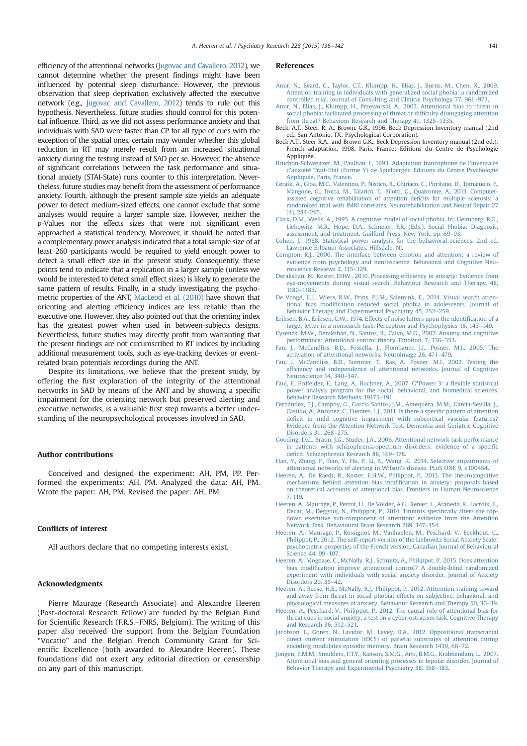efficiency of the attentional networks (Jugovac and Cavallero, 2012), we cannot determine whether the present findings might have been influenced by potential sleep disturbance. However, the previous observation that sleep deprivation exclusively affected the executive network (e.g., Jugovac and Cavallero, 2012) tends to rule out this hypothesis. Nevertheless, future studies should control for this potential influence. Third, as we did not assess performance anxiety and that individuals with SAD were faster than CP for all type of cues with the exception of the spatial ones, certain may wonder whether this global reduction in RT may merely result from an increased situational anxiety during the testing instead of SAD per se. However, the absence of significant correlations between the task performance and situational anxiety (STAI-State) runs counter to this interpretation. Nevertheless, future studies may benefit from the assessment of performance anxiety. Fourth, although the present sample size yields an adequate power to detect medium-sized effects, one cannot exclude that some analyses would require a larger sample size. However, neither the *p*-Values nor the effects sizes that were not significant even approached a statistical tendency. Moreover, it should be noted that a complementary power analysis indicated that a total sample size of at least 260 participants would be required to yield enough power to detect a small effect size in the present study. Consequently, these points tend to indicate that a replication in a larger sample (unless we would be interested to detect small effect sizes) is likely to generate the same pattern of results. Finally, in a study investigating the psychometric properties of the ANT, MacLeod et al. (2010) have shown that orienting and alerting efficiency indices are less reliable than the executive one. However, they also pointed out that the orienting index has the greatest power when used in between-subjects designs. Nevertheless, future studies may directly profit from warranting that the present findings are not circumscribed to RT indices by including additional measurement tools, such as eye-tracking devices or event-related brain potentials recordings during the ANT.

Despite its limitations, we believe that the present study, by offering the first exploration of the integrity of the attentional networks in SAD by means of the ANT and by showing a specific impairment for the orienting network but preserved alerting and executive networks, is a valuable first step towards a better understanding of the neuropsychological processes involved in SAD.

## Author contributions

Conceived and designed the experiment: AH, PM, PP. Performed the experiments: AH, PM. Analyzed the data: AH, PM. Wrote the paper: AH, PM. Revised the paper: AH, PM.

## Conflicts of interest

All authors declare that no competing interests exist.

## Acknowledgments

Pierre Maurage (Research Associate) and Alexandre Heeren (Post-doctoral Research Fellow) are funded by the Belgian Fund for Scientific Research (F.R.S.–FNRS, Belgium). The writing of this paper also received the support from the Belgian Foundation "Vocatio" and the Belgian French Community Grant for Scientific Excellence (both awarded to Alexandre Heeren). These foundations did not exert any editorial direction or censorship on any part of this manuscript.

## References

Amir, N., Beard, C., Taylor, C.T., Klumpp, H., Elias, J., Burns, M., Chen, X., 2009. Attention training in individuals with generalized social phobia: a randomized controlled trial. Journal of Consulting and Clinical Psychology 77, 961–973.

Amir, N., Elias, J., Klumpp, H., Przeworski, A., 2003. Attentional bias to threat in social phobia: facilitated processing of threat or difficulty disengaging attention from threat? Behaviour Research and Therapy 41, 1325–1335.

Beck, A.T., Steer, R. A., Brown, G.K., 1996. Beck Depression Inventory manual (2nd ed.. San Antonio, TX: Psychological Corporation).

Beck A.T., Steer R.A., and Brown G.K., Beck Depression Inventory manual (2nd ed.): French adaptation, 1998, Paris, France: Editions du Centre de Psychologie Appliquée.

Bruchon-Schweitzer, M., Paulhan, I., 1993. Adaptation francophone de l'inventaire d'anxiété Trait-Etat (Forme Y) de Spielberger. Editions du Centre Psychologie Appliquée, Paris, France.

Cerasa, A., Gioa, M.C., Valentino, P., Nistico, R., Chiriaco, C., Pirritano, D., Tomaiuolo, F., Mangone, G., Trotta, M., Talarico, T., Bilotti, G., Quatronne, A., 2013. Computer-assisted cognitive rehabilitation of attention deficits for multiple sclerosis: a randomized trial with fMRI correlates. Neurorehabilitation and Neural Repair 27 (4), 284–295.

Clark, D.M., Wells, A., 1995. A cognitive model of social phobia. In: Heimberg, R.G., Liebowitz, M.R., Hope, D.A., Schneier, F.R. (Eds.), Social Phobia: Diagnosis, assessment, and treatment. Guilford Press, New York, pp. 69–93.

Cohen, J., 1988. Statistical power analysis for the behavioral sciences, 2nd ed. Lawrence Erlbaum Associates, Hillsdale, NJ.

Compton, R.J., 2000. The interface between emotion and attention: a review of evidence from psychology and neuroscience. Behavioral and Cognitive Neuroscience Reviews 2, 115–129.

Derakshan, N., Koster, EHW., 2010. Processing efficiency in anxiety: Evidence from eye-movements during visual search. Behaviour Research and Therapy, 48, 1180–1185.

De Voogd, E.L., Wiers, R.W., Prins, P.J.M., Salemink, E., 2014. Visual search attentional bias modification reduced social phobia in adolescents. Journal of Behavior Therapy and Experimental Psychiatry 45, 252–259.

Eriksen, B.A., Eriksen, C.W., 1974. Effects of noise letters upon the identification of a target letter in a nonsearch task. Perception and Psychophysics 16, 143–149.

Eysenck, M.W., Derakshan, N., Santos, R., Calvo, M.G., 2007. Anxiety and cognitive performance: Attentional control theory. Emotion, 7, 336–353.

Fan, J., McCandliss, B.D., Fossella, J., Flombaum, J.I., Posner, M.I., 2005. The activiation of attentional networks. NeuroImage 26, 471–479.

Fan, J., McCandliss, B.D., Sommer, T., Raz, A., Posner, M.I., 2002. Testing the efficiency and independence of attentional networks. Journal of Cognitive Neuroscience 14, 340–347.

Faul, F., Erdfelder, E., Lang, A., Buchner, A., 2007. G*Power 3: a flexible statistical power analysis program for the social, behavioral, and biomedical sciences. Behavior Research Methods 39175–191

Fernández, P.J., Campoy, G., García Santos, J.M., Antequera, M.M., García-Sevilla, J., Castillo, A., Antúnez, C., Fuentes, L.J., 2011. Is there a specific pattern of attention deficit in mild cognitive impairment with subcortical vascular features? Evidence from the Attention Network Test. Dementia and Geriatric Cognitive Disorders 31, 268–275.

Gooding, D.C., Braun, J.G., Studer, J.A., 2006. Attentional network task performance in patients with schizophrenia-spectrum disorders: evidence of a specific deficit. Schizophrenia Research 88, 169–178.

Han, Y., Zhang, F., Tian, Y., Hu, P., Li, B., Wang, K., 2014. Selective impairments of attentional networks of alerting in Wilson's disease. PLoS ONE 9, e100454.

Heeren, A., De Raedt, R., Koster, E.H.W., Philippot, P., 2013. The (neuro)cognitive mechanisms behind attention bias modification in anxiety: proposals based on theoretical accounts of attentional bias. Frontiers in Human Neuroscience 7, 119.

Heeren, A., Maurage, P., Perrot, H., De Volder, A.G., Renier, L., Araneda, R., Lacroix, E., Decat, M., Deggouj, N., Philippot, P., 2014. Tinnitus specifically alters the top-down executive sub-component of attention: evidence from the Attention Network Task. Behavioural Brain Research 269, 147–154.

Heeren, A., Maurage, P., Rossignol, M., Vanhaelen, M., Peschard, V., Eeckhout, C., Philippot, P., 2012. The self-report version of the Liebowitz Social Anxiety Scale: psychometric properties of the French version. Canadian Journal of Behavioural Science 44, 99–107.

Heeren, A., Mogoaşe, C., McNally, R.J., Schmitz, A., Philippot, P., 2015. Does attention bias modification improve attentional control? A double-blind randomized experiment with individuals with social anxiety disorder. Journal of Anxiety Disorders 29, 35–42.

Heeren, A., Reese, H.E., McNally, R.J., Philippot, P., 2012. Atttention training toward and away from threat in social phobia: effects on subjective, behavioral, and physiological measures of anxiety. Behaviour Research and Therapy 50, 30–39.

Heeren, A., Peschard, V., Philippot, P., 2012. The causal role of attentional bias for threat cues in social anxiety: a test on a cyber-ostracism task. Cognitive Therapy and Research 36, 512–521.

Jacobson, L., Goren, N., Lavidor, M., Levey, D.A., 2012. Oppositional transcranial direct current stimulation (tDCS) of parietal substrates of attention during encoding modulates episodic memory. Brain Research 1439, 66–72.

Jongen, E.M.M., Smulders, F.T.Y., Ranson, S.M.G., Arts, B.M.G., Krabbendam, L., 2007. Attentional bias and general orienting processes in bipolar disorder. Journal of Behavior Therapy and Experimental Psychiatry 38, 168–183.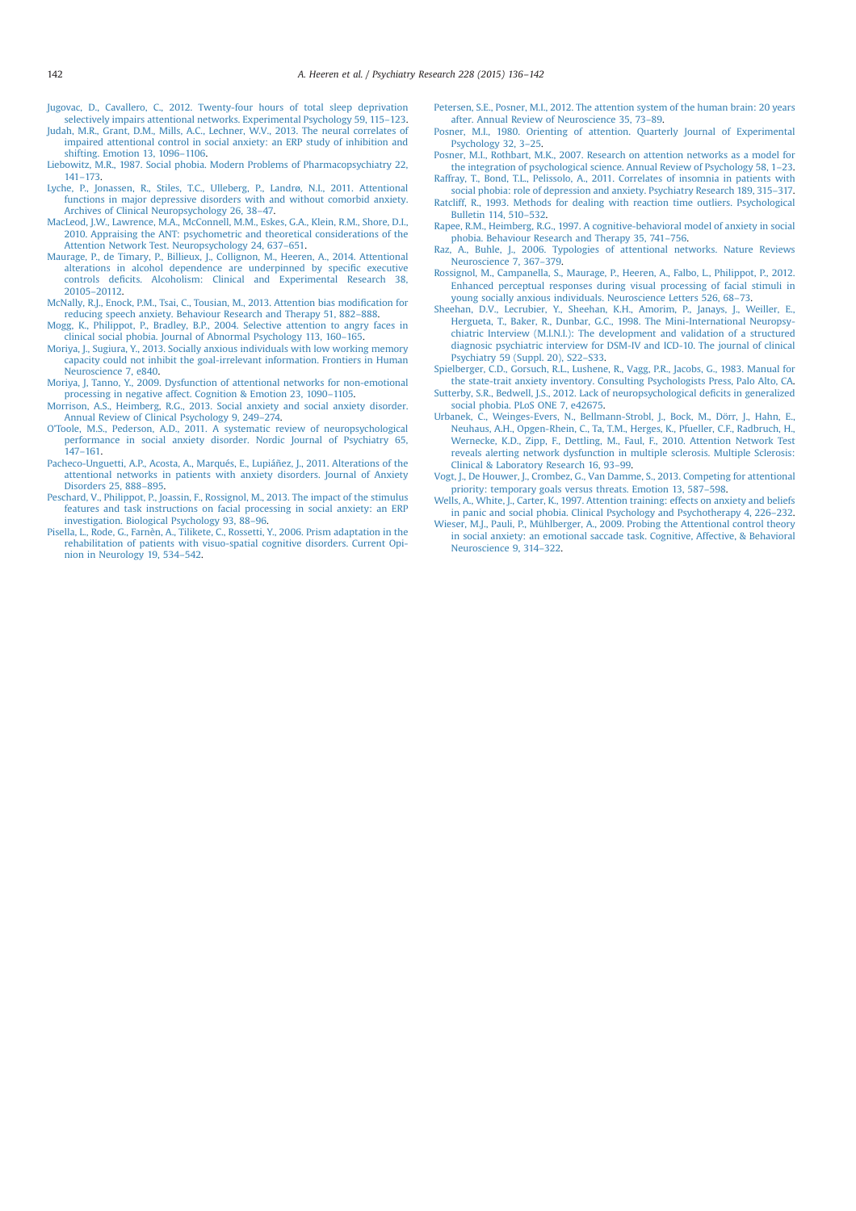Jugovac, D., Cavallero, C., 2012. Twenty-four hours of total sleep deprivation selectively impairs attentional networks. Experimental Psychology 59, 115–123.

Judah, M.R., Grant, D.M., Mills, A.C., Lechner, W.V., 2013. The neural correlates of impaired attentional control in social anxiety: an ERP study of inhibition and shifting. Emotion 13, 1096–1106.

Liebowitz, M.R., 1987. Social phobia. Modern Problems of Pharmacopsychiatry 22, 141–173.

Lyche, P., Jonassen, R., Stiles, T.C., Ulleberg, P., Landrø, N.I., 2011. Attentional functions in major depressive disorders with and without comorbid anxiety. Archives of Clinical Neuropsychology 26, 38–47.

MacLeod, J.W., Lawrence, M.A., McConnell, M.M., Eskes, G.A., Klein, R.M., Shore, D.I., 2010. Appraising the ANT: psychometric and theoretical considerations of the Attention Network Test. Neuropsychology 24, 637–651.

Maurage, P., de Timary, P., Billieux, J., Collignon, M., Heeren, A., 2014. Attentional alterations in alcohol dependence are underpinned by specific executive controls deficits. Alcoholism: Clinical and Experimental Research 38, 20105–20112.

McNally, R.J., Enock, P.M., Tsai, C., Tousian, M., 2013. Attention bias modification for reducing speech anxiety. Behaviour Research and Therapy 51, 882–888.

Mogg, K., Philippot, P., Bradley, B.P., 2004. Selective attention to angry faces in clinical social phobia. Journal of Abnormal Psychology 113, 160–165.

Moriya, J., Sugiura, Y., 2013. Socially anxious individuals with low working memory capacity could not inhibit the goal-irrelevant information. Frontiers in Human Neuroscience 7, e840.

Moriya, J, Tanno, Y., 2009. Dysfunction of attentional networks for non-emotional processing in negative affect. Cognition & Emotion 23, 1090–1105.

Morrison, A.S., Heimberg, R.G., 2013. Social anxiety and social anxiety disorder. Annual Review of Clinical Psychology 9, 249–274.

O'Toole, M.S., Pederson, A.D., 2011. A systematic review of neuropsychological performance in social anxiety disorder. Nordic Journal of Psychiatry 65, 147–161.

Pacheco-Unguetti, A.P., Acosta, A., Marqués, E., Lupiáñez, J., 2011. Alterations of the attentional networks in patients with anxiety disorders. Journal of Anxiety Disorders 25, 888–895.

Peschard, V., Philippot, P., Joassin, F., Rossignol, M., 2013. The impact of the stimulus features and task instructions on facial processing in social anxiety: an ERP investigation. Biological Psychology 93, 88–96.

Pisella, L., Rode, G., Farnèn, A., Tilikete, C., Rossetti, Y., 2006. Prism adaptation in the rehabilitation of patients with visuo-spatial cognitive disorders. Current Opinion in Neurology 19, 534–542.

Petersen, S.E., Posner, M.I., 2012. The attention system of the human brain: 20 years after. Annual Review of Neuroscience 35, 73–89.

Posner, M.I., 1980. Orienting of attention. Quarterly Journal of Experimental Psychology 32, 3–25.

Posner, M.I., Rothbart, M.K., 2007. Research on attention networks as a model for the integration of psychological science. Annual Review of Psychology 58, 1–23.

Raffray, T., Bond, T.L., Pelissolo, A., 2011. Correlates of insomnia in patients with social phobia: role of depression and anxiety. Psychiatry Research 189, 315–317.

Ratcliff, R., 1993. Methods for dealing with reaction time outliers. Psychological Bulletin 114, 510–532.

Rapee, R.M., Heimberg, R.G., 1997. A cognitive-behavioral model of anxiety in social phobia. Behaviour Research and Therapy 35, 741–756.

Raz, A., Buhle, J., 2006. Typologies of attentional networks. Nature Reviews Neuroscience 7, 367–379.

Rossignol, M., Campanella, S., Maurage, P., Heeren, A., Falbo, L., Philippot, P., 2012. Enhanced perceptual responses during visual processing of facial stimuli in young socially anxious individuals. Neuroscience Letters 526, 68–73.

Sheehan, D.V., Lecrubier, Y., Sheehan, K.H., Amorim, P., Janays, J., Weiller, E., Hergueta, T., Baker, R., Dunbar, G.C., 1998. The Mini-International Neuropsychiatric Interview (M.I.N.I.): The development and validation of a structured diagnostic psychiatric interview for DSM-IV and ICD-10. The journal of clinical Psychiatry 59 (Suppl. 20), S22–S33.

Spielberger, C.D., Gorsuch, R.L., Lushene, R., Vagg, P.R., Jacobs, G., 1983. Manual for the state-trait anxiety inventory. Consulting Psychologists Press, Palo Alto, CA.

Sutterby, S.R., Bedwell, J.S., 2012. Lack of neuropsychological deficits in generalized social phobia. PLoS ONE 7, e42675.

Urbanek, C., Weinges-Evers, N., Bellmann-Strobl, J., Bock, M., Dörr, J., Hahn, E., Neuhaus, A.H., Opgen-Rhein, C., Ta, T.M., Herges, K., Pfueller, C.F., Radbruch, H., Wernecke, K.D., Zipp, F., Dettling, M., Faul, F., 2010. Attention Network Test reveals alerting network dysfunction in multiple sclerosis. Multiple Sclerosis: Clinical & Laboratory Research 16, 93–99.

Vogt, J., De Houwer, J., Crombez, G., Van Damme, S., 2013. Competing for attentional priority: temporary goals versus threats. Emotion 13, 587–598.

Wells, A., White, J., Carter, K., 1997. Attention training: effects on anxiety and beliefs in panic and social phobia. Clinical Psychology and Psychotherapy 4, 226–232.

Wieser, M.J., Pauli, P., Mühlberger, A., 2009. Probing the Attentional control theory in social anxiety: an emotional saccade task. Cognitive, Affective, & Behavioral Neuroscience 9, 314–322.